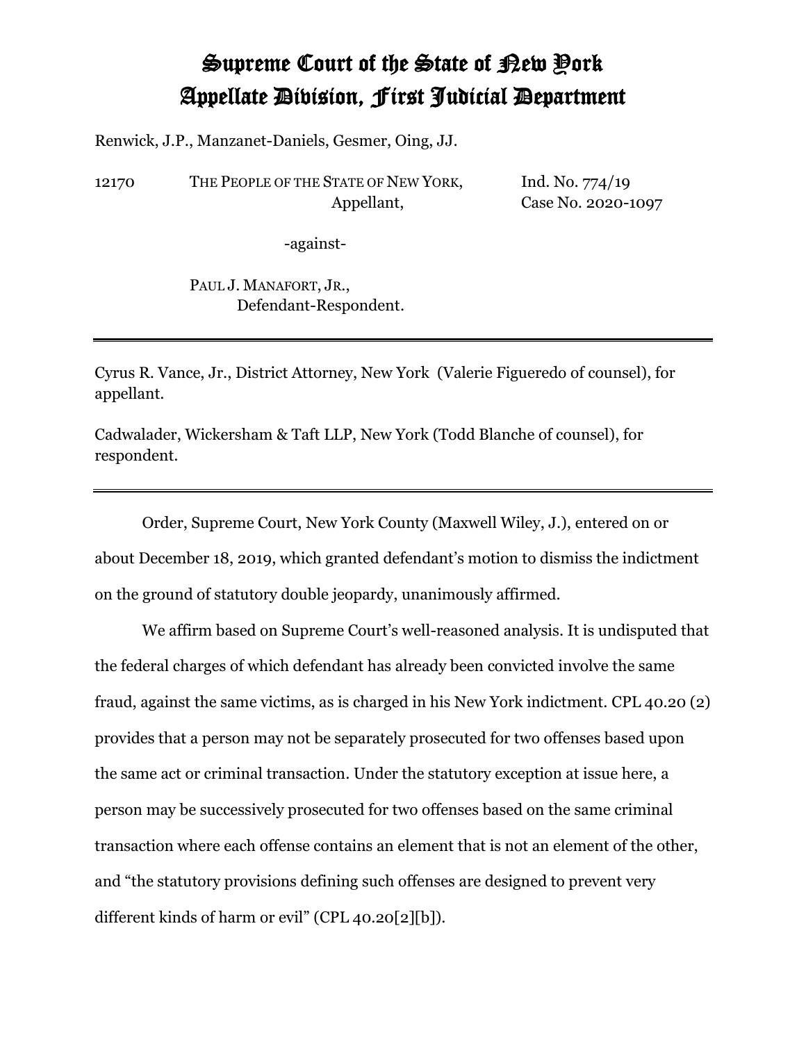# Supreme Court of the State of New York
# Appellate Division, First Judicial Department

Renwick, J.P., Manzanet-Daniels, Gesmer, Oing, JJ.

| | | |
|---|---|---|
| 12170 | THE PEOPLE OF THE STATE OF NEW YORK, Appellant, | Ind. No. 774/19 Case No. 2020-1097 |
| | -against- | |
| | PAUL J. MANAFORT, JR., Defendant-Respondent. | |

---

Cyrus R. Vance, Jr., District Attorney, New York (Valerie Figueredo of counsel), for appellant.

Cadwalader, Wickersham & Taft LLP, New York (Todd Blanche of counsel), for respondent.

---

Order, Supreme Court, New York County (Maxwell Wiley, J.), entered on or about December 18, 2019, which granted defendant's motion to dismiss the indictment on the ground of statutory double jeopardy, unanimously affirmed.

We affirm based on Supreme Court's well-reasoned analysis. It is undisputed that the federal charges of which defendant has already been convicted involve the same fraud, against the same victims, as is charged in his New York indictment. CPL 40.20 (2) provides that a person may not be separately prosecuted for two offenses based upon the same act or criminal transaction. Under the statutory exception at issue here, a person may be successively prosecuted for two offenses based on the same criminal transaction where each offense contains an element that is not an element of the other, and "the statutory provisions defining such offenses are designed to prevent very different kinds of harm or evil" (CPL 40.20[2][b]).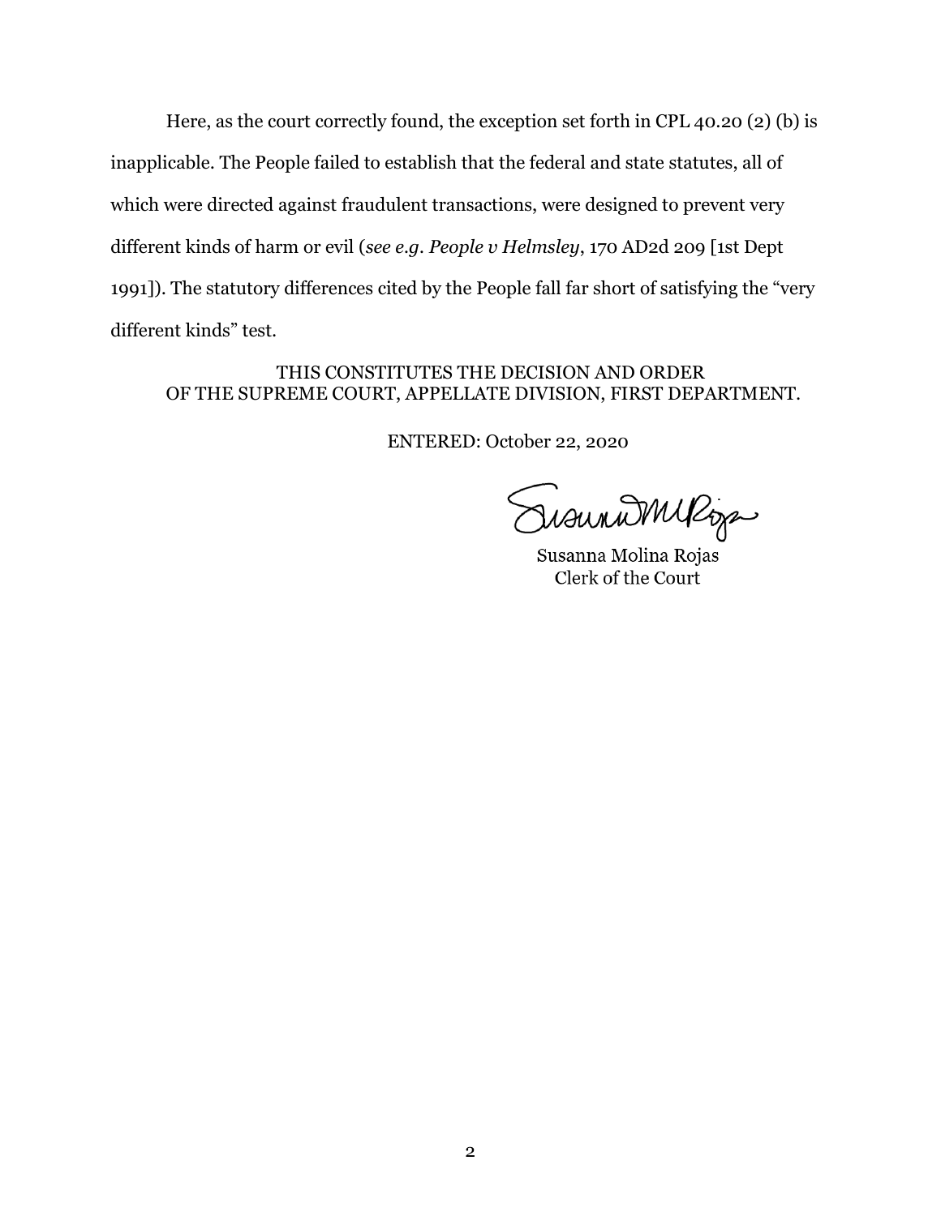Here, as the court correctly found, the exception set forth in CPL 40.20 (2) (b) is inapplicable. The People failed to establish that the federal and state statutes, all of which were directed against fraudulent transactions, were designed to prevent very different kinds of harm or evil (*see e.g. People v Helmsley*, 170 AD2d 209 [1st Dept 1991]). The statutory differences cited by the People fall far short of satisfying the "very different kinds" test.

THIS CONSTITUTES THE DECISION AND ORDER
OF THE SUPREME COURT, APPELLATE DIVISION, FIRST DEPARTMENT.

ENTERED: October 22, 2020

Susanna Molina Rojas
Clerk of the Court